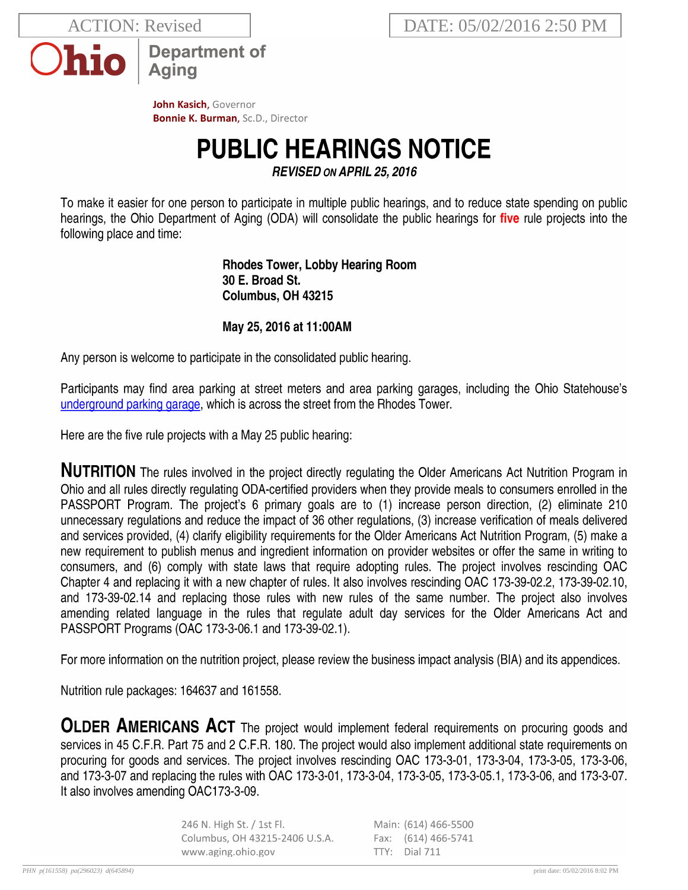ACTION: Revised

DATE: 05/02/2016 2:50 PM

Ohio | Department of Aging

**John Kasich**, Governor
**Bonnie K. Burman**, Sc.D., Director

# PUBLIC HEARINGS NOTICE

***REVISED ON APRIL 25, 2016***

To make it easier for one person to participate in multiple public hearings, and to reduce state spending on public hearings, the Ohio Department of Aging (ODA) will consolidate the public hearings for **five** rule projects into the following place and time:

**Rhodes Tower, Lobby Hearing Room**
**30 E. Broad St.**
**Columbus, OH 43215**

**May 25, 2016 at 11:00AM**

Any person is welcome to participate in the consolidated public hearing.

Participants may find area parking at street meters and area parking garages, including the Ohio Statehouse's underground parking garage, which is across the street from the Rhodes Tower.

Here are the five rule projects with a May 25 public hearing:

**NUTRITION** The rules involved in the project directly regulating the Older Americans Act Nutrition Program in Ohio and all rules directly regulating ODA-certified providers when they provide meals to consumers enrolled in the PASSPORT Program. The project's 6 primary goals are to (1) increase person direction, (2) eliminate 210 unnecessary regulations and reduce the impact of 36 other regulations, (3) increase verification of meals delivered and services provided, (4) clarify eligibility requirements for the Older Americans Act Nutrition Program, (5) make a new requirement to publish menus and ingredient information on provider websites or offer the same in writing to consumers, and (6) comply with state laws that require adopting rules. The project involves rescinding OAC Chapter 4 and replacing it with a new chapter of rules. It also involves rescinding OAC 173-39-02.2, 173-39-02.10, and 173-39-02.14 and replacing those rules with new rules of the same number. The project also involves amending related language in the rules that regulate adult day services for the Older Americans Act and PASSPORT Programs (OAC 173-3-06.1 and 173-39-02.1).

For more information on the nutrition project, please review the business impact analysis (BIA) and its appendices.

Nutrition rule packages: 164637 and 161558.

**OLDER AMERICANS ACT** The project would implement federal requirements on procuring goods and services in 45 C.F.R. Part 75 and 2 C.F.R. 180. The project would also implement additional state requirements on procuring for goods and services. The project involves rescinding OAC 173-3-01, 173-3-04, 173-3-05, 173-3-06, and 173-3-07 and replacing the rules with OAC 173-3-01, 173-3-04, 173-3-05, 173-3-05.1, 173-3-06, and 173-3-07. It also involves amending OAC173-3-09.

246 N. High St. / 1st Fl.
Columbus, OH 43215-2406 U.S.A.
www.aging.ohio.gov

Main: (614) 466-5500
Fax: (614) 466-5741
TTY: Dial 711

PHN p(161558) pa(296023) d(645894) print date: 05/02/2016 8:02 PM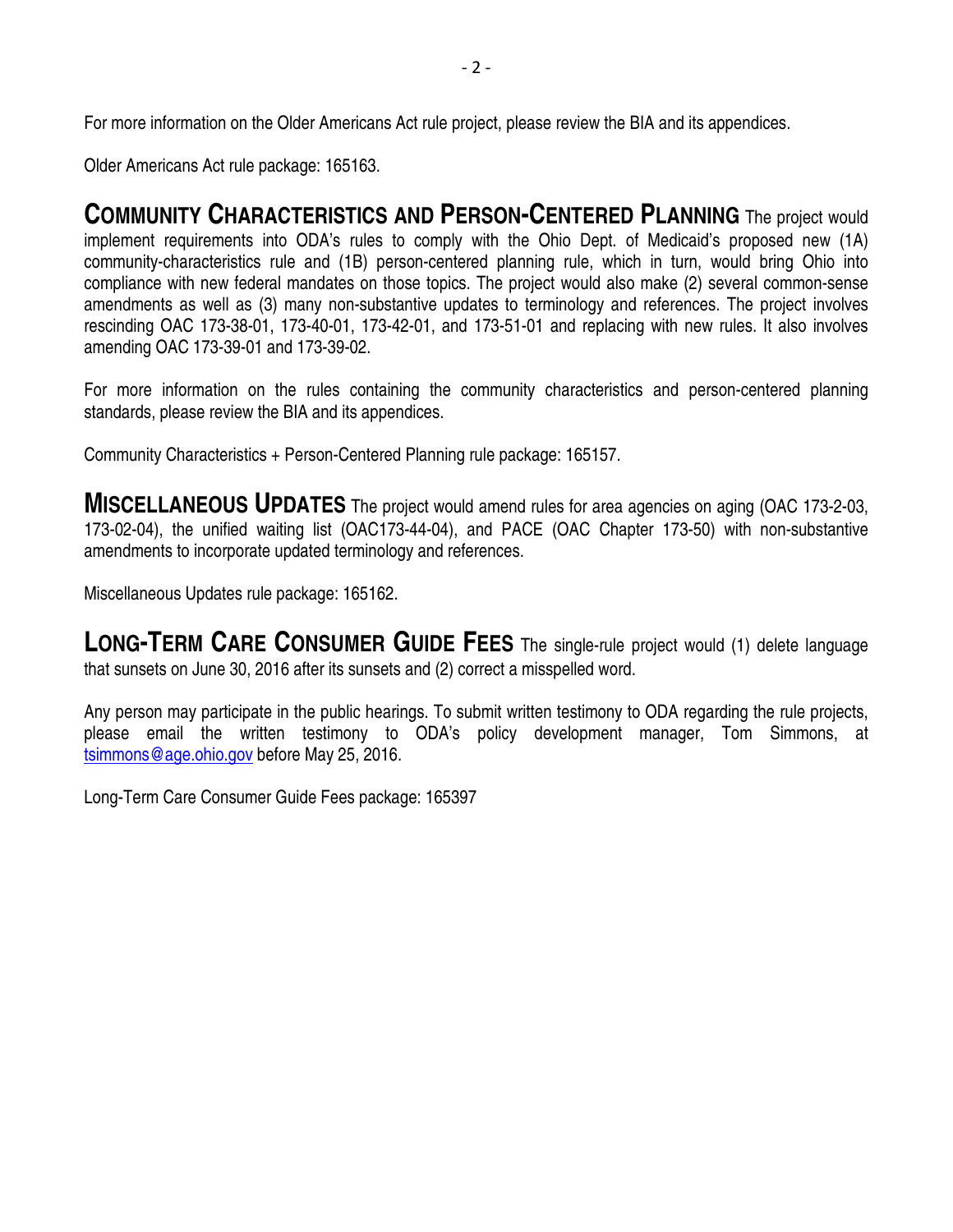For more information on the Older Americans Act rule project, please review the BIA and its appendices.

Older Americans Act rule package: 165163.

**COMMUNITY CHARACTERISTICS AND PERSON-CENTERED PLANNING** The project would implement requirements into ODA's rules to comply with the Ohio Dept. of Medicaid's proposed new (1A) community-characteristics rule and (1B) person-centered planning rule, which in turn, would bring Ohio into compliance with new federal mandates on those topics. The project would also make (2) several common-sense amendments as well as (3) many non-substantive updates to terminology and references. The project involves rescinding OAC 173-38-01, 173-40-01, 173-42-01, and 173-51-01 and replacing with new rules. It also involves amending OAC 173-39-01 and 173-39-02.

For more information on the rules containing the community characteristics and person-centered planning standards, please review the BIA and its appendices.

Community Characteristics + Person-Centered Planning rule package: 165157.

**MISCELLANEOUS UPDATES** The project would amend rules for area agencies on aging (OAC 173-2-03, 173-02-04), the unified waiting list (OAC173-44-04), and PACE (OAC Chapter 173-50) with non-substantive amendments to incorporate updated terminology and references.

Miscellaneous Updates rule package: 165162.

**LONG-TERM CARE CONSUMER GUIDE FEES** The single-rule project would (1) delete language that sunsets on June 30, 2016 after its sunsets and (2) correct a misspelled word.

Any person may participate in the public hearings. To submit written testimony to ODA regarding the rule projects, please email the written testimony to ODA's policy development manager, Tom Simmons, at tsimmons@age.ohio.gov before May 25, 2016.

Long-Term Care Consumer Guide Fees package: 165397